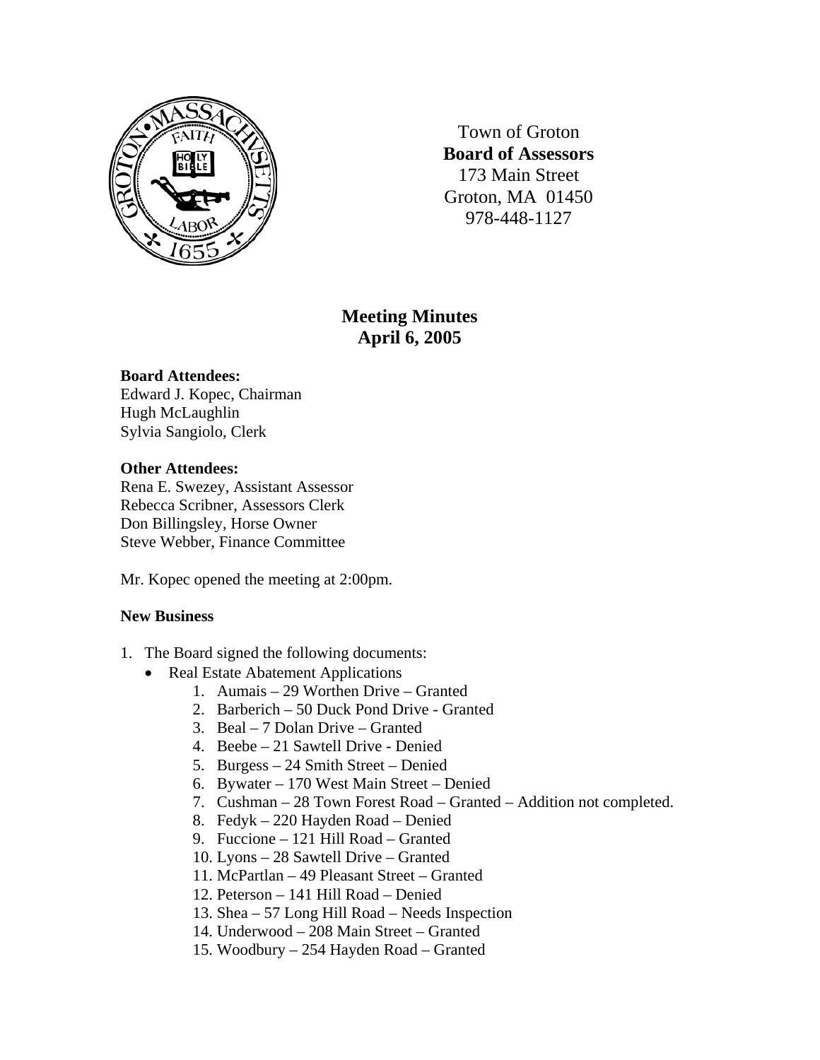Town of Groton
**Board of Assessors**
173 Main Street
Groton, MA 01450
978-448-1127

## Meeting Minutes
## April 6, 2005

**Board Attendees:**
Edward J. Kopec, Chairman
Hugh McLaughlin
Sylvia Sangiolo, Clerk

**Other Attendees:**
Rena E. Swezey, Assistant Assessor
Rebecca Scribner, Assessors Clerk
Don Billingsley, Horse Owner
Steve Webber, Finance Committee

Mr. Kopec opened the meeting at 2:00pm.

**New Business**

1. The Board signed the following documents:
   - Real Estate Abatement Applications
     1. Aumais – 29 Worthen Drive – Granted
     2. Barberich – 50 Duck Pond Drive - Granted
     3. Beal – 7 Dolan Drive – Granted
     4. Beebe – 21 Sawtell Drive - Denied
     5. Burgess – 24 Smith Street – Denied
     6. Bywater – 170 West Main Street – Denied
     7. Cushman – 28 Town Forest Road – Granted – Addition not completed.
     8. Fedyk – 220 Hayden Road – Denied
     9. Fuccione – 121 Hill Road – Granted
     10. Lyons – 28 Sawtell Drive – Granted
     11. McPartlan – 49 Pleasant Street – Granted
     12. Peterson – 141 Hill Road – Denied
     13. Shea – 57 Long Hill Road – Needs Inspection
     14. Underwood – 208 Main Street – Granted
     15. Woodbury – 254 Hayden Road – Granted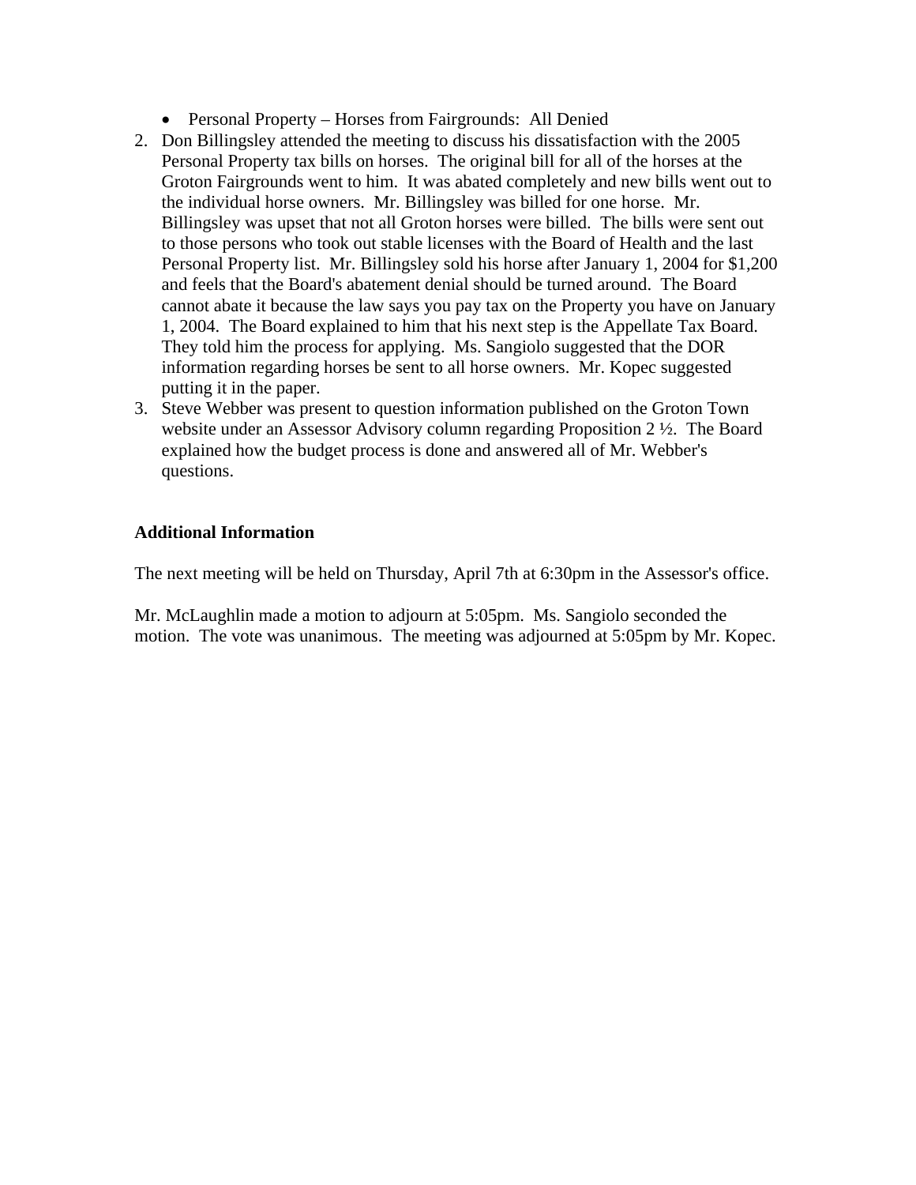- Personal Property – Horses from Fairgrounds:  All Denied

2. Don Billingsley attended the meeting to discuss his dissatisfaction with the 2005 Personal Property tax bills on horses.  The original bill for all of the horses at the Groton Fairgrounds went to him.  It was abated completely and new bills went out to the individual horse owners.  Mr. Billingsley was billed for one horse.  Mr. Billingsley was upset that not all Groton horses were billed.  The bills were sent out to those persons who took out stable licenses with the Board of Health and the last Personal Property list.  Mr. Billingsley sold his horse after January 1, 2004 for $1,200 and feels that the Board's abatement denial should be turned around.  The Board cannot abate it because the law says you pay tax on the Property you have on January 1, 2004.  The Board explained to him that his next step is the Appellate Tax Board.  They told him the process for applying.  Ms. Sangiolo suggested that the DOR information regarding horses be sent to all horse owners.  Mr. Kopec suggested putting it in the paper.
3. Steve Webber was present to question information published on the Groton Town website under an Assessor Advisory column regarding Proposition 2 ½.  The Board explained how the budget process is done and answered all of Mr. Webber's questions.

**Additional Information**

The next meeting will be held on Thursday, April 7th at 6:30pm in the Assessor's office.

Mr. McLaughlin made a motion to adjourn at 5:05pm.  Ms. Sangiolo seconded the motion.  The vote was unanimous.  The meeting was adjourned at 5:05pm by Mr. Kopec.